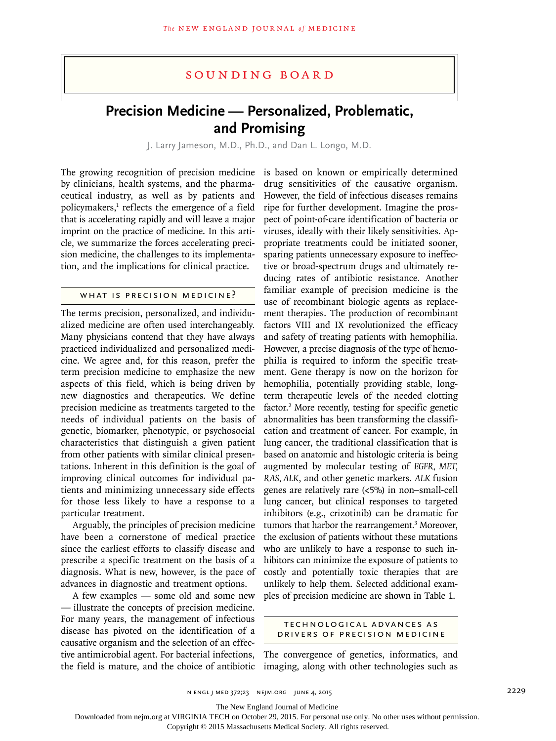## SOUNDING BOARD

# Precision Medicine — Personalized, Problematic, and Promising

J. Larry Jameson, M.D., Ph.D., and Dan L. Longo, M.D.

The growing recognition of precision medicine by clinicians, health systems, and the pharmaceutical industry, as well as by patients and policymakers,[1] reflects the emergence of a field that is accelerating rapidly and will leave a major imprint on the practice of medicine. In this article, we summarize the forces accelerating precision medicine, the challenges to its implementation, and the implications for clinical practice.

### WHAT IS PRECISION MEDICINE?

The terms precision, personalized, and individualized medicine are often used interchangeably. Many physicians contend that they have always practiced individualized and personalized medicine. We agree and, for this reason, prefer the term precision medicine to emphasize the new aspects of this field, which is being driven by new diagnostics and therapeutics. We define precision medicine as treatments targeted to the needs of individual patients on the basis of genetic, biomarker, phenotypic, or psychosocial characteristics that distinguish a given patient from other patients with similar clinical presentations. Inherent in this definition is the goal of improving clinical outcomes for individual patients and minimizing unnecessary side effects for those less likely to have a response to a particular treatment.

Arguably, the principles of precision medicine have been a cornerstone of medical practice since the earliest efforts to classify disease and prescribe a specific treatment on the basis of a diagnosis. What is new, however, is the pace of advances in diagnostic and treatment options.

A few examples — some old and some new — illustrate the concepts of precision medicine. For many years, the management of infectious disease has pivoted on the identification of a causative organism and the selection of an effective antimicrobial agent. For bacterial infections, the field is mature, and the choice of antibiotic is based on known or empirically determined drug sensitivities of the causative organism. However, the field of infectious diseases remains ripe for further development. Imagine the prospect of point-of-care identification of bacteria or viruses, ideally with their likely sensitivities. Appropriate treatments could be initiated sooner, sparing patients unnecessary exposure to ineffective or broad-spectrum drugs and ultimately reducing rates of antibiotic resistance. Another familiar example of precision medicine is the use of recombinant biologic agents as replacement therapies. The production of recombinant factors VIII and IX revolutionized the efficacy and safety of treating patients with hemophilia. However, a precise diagnosis of the type of hemophilia is required to inform the specific treatment. Gene therapy is now on the horizon for hemophilia, potentially providing stable, long-term therapeutic levels of the needed clotting factor.[2] More recently, testing for specific genetic abnormalities has been transforming the classification and treatment of cancer. For example, in lung cancer, the traditional classification that is based on anatomic and histologic criteria is being augmented by molecular testing of *EGFR*, *MET*, *RAS*, *ALK*, and other genetic markers. *ALK* fusion genes are relatively rare (<5%) in non–small-cell lung cancer, but clinical responses to targeted inhibitors (e.g., crizotinib) can be dramatic for tumors that harbor the rearrangement.[3] Moreover, the exclusion of patients without these mutations who are unlikely to have a response to such inhibitors can minimize the exposure of patients to costly and potentially toxic therapies that are unlikely to help them. Selected additional examples of precision medicine are shown in Table 1.

### TECHNOLOGICAL ADVANCES AS DRIVERS OF PRECISION MEDICINE

The convergence of genetics, informatics, and imaging, along with other technologies such as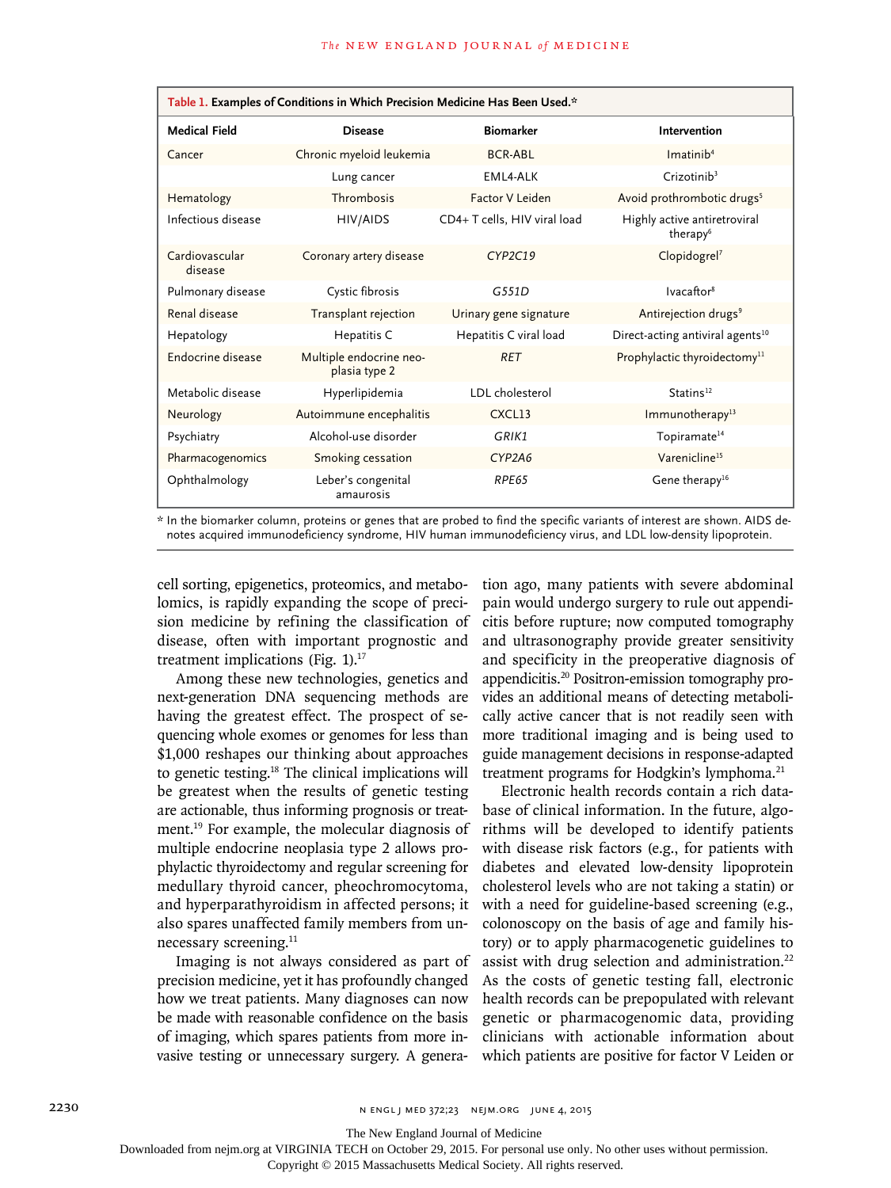**Table 1. Examples of Conditions in Which Precision Medicine Has Been Used.***

| Medical Field | Disease | Biomarker | Intervention |
|---|---|---|---|
| Cancer | Chronic myeloid leukemia | BCR-ABL | Imatinib[4] |
| | Lung cancer | EML4-ALK | Crizotinib[3] |
| Hematology | Thrombosis | Factor V Leiden | Avoid prothrombotic drugs[5] |
| Infectious disease | HIV/AIDS | CD4+ T cells, HIV viral load | Highly active antiretroviral therapy[6] |
| Cardiovascular disease | Coronary artery disease | *CYP2C19* | Clopidogrel[7] |
| Pulmonary disease | Cystic fibrosis | *G551D* | Ivacaftor[8] |
| Renal disease | Transplant rejection | Urinary gene signature | Antirejection drugs[9] |
| Hepatology | Hepatitis C | Hepatitis C viral load | Direct-acting antiviral agents[10] |
| Endocrine disease | Multiple endocrine neoplasia type 2 | *RET* | Prophylactic thyroidectomy[11] |
| Metabolic disease | Hyperlipidemia | LDL cholesterol | Statins[12] |
| Neurology | Autoimmune encephalitis | CXCL13 | Immunotherapy[13] |
| Psychiatry | Alcohol-use disorder | *GRIK1* | Topiramate[14] |
| Pharmacogenomics | Smoking cessation | *CYP2A6* | Varenicline[15] |
| Ophthalmology | Leber's congenital amaurosis | *RPE65* | Gene therapy[16] |

\* In the biomarker column, proteins or genes that are probed to find the specific variants of interest are shown. AIDS denotes acquired immunodeficiency syndrome, HIV human immunodeficiency virus, and LDL low-density lipoprotein.

cell sorting, epigenetics, proteomics, and metabolomics, is rapidly expanding the scope of precision medicine by refining the classification of disease, often with important prognostic and treatment implications (Fig. 1).[17]

Among these new technologies, genetics and next-generation DNA sequencing methods are having the greatest effect. The prospect of sequencing whole exomes or genomes for less than $1,000 reshapes our thinking about approaches to genetic testing.[18] The clinical implications will be greatest when the results of genetic testing are actionable, thus informing prognosis or treatment.[19] For example, the molecular diagnosis of multiple endocrine neoplasia type 2 allows prophylactic thyroidectomy and regular screening for medullary thyroid cancer, pheochromocytoma, and hyperparathyroidism in affected persons; it also spares unaffected family members from unnecessary screening.[11]

Imaging is not always considered as part of precision medicine, yet it has profoundly changed how we treat patients. Many diagnoses can now be made with reasonable confidence on the basis of imaging, which spares patients from more invasive testing or unnecessary surgery. A generation ago, many patients with severe abdominal pain would undergo surgery to rule out appendicitis before rupture; now computed tomography and ultrasonography provide greater sensitivity and specificity in the preoperative diagnosis of appendicitis.[20] Positron-emission tomography provides an additional means of detecting metabolically active cancer that is not readily seen with more traditional imaging and is being used to guide management decisions in response-adapted treatment programs for Hodgkin's lymphoma.[21]

Electronic health records contain a rich database of clinical information. In the future, algorithms will be developed to identify patients with disease risk factors (e.g., for patients with diabetes and elevated low-density lipoprotein cholesterol levels who are not taking a statin) or with a need for guideline-based screening (e.g., colonoscopy on the basis of age and family history) or to apply pharmacogenetic guidelines to assist with drug selection and administration.[22] As the costs of genetic testing fall, electronic health records can be prepopulated with relevant genetic or pharmacogenomic data, providing clinicians with actionable information about which patients are positive for factor V Leiden or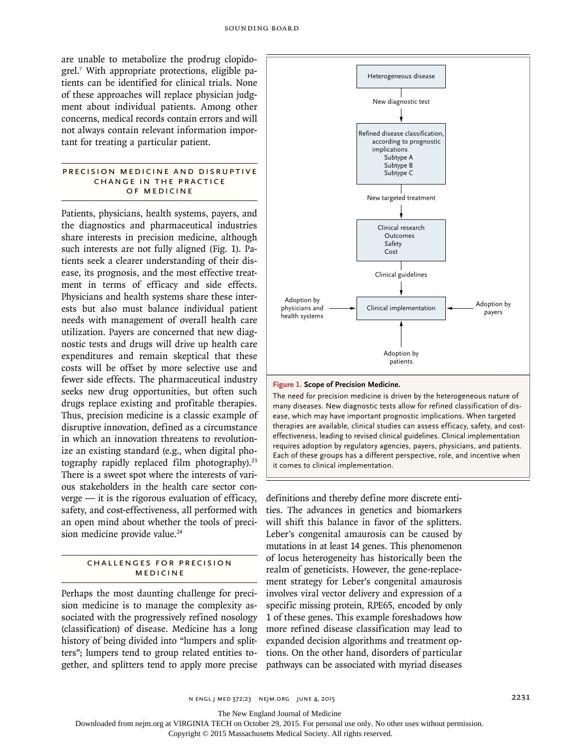are unable to metabolize the prodrug clopidogrel.[7] With appropriate protections, eligible patients can be identified for clinical trials. None of these approaches will replace physician judgment about individual patients. Among other concerns, medical records contain errors and will not always contain relevant information important for treating a particular patient.

## Precision Medicine and Disruptive Change in the Practice of Medicine

Patients, physicians, health systems, payers, and the diagnostics and pharmaceutical industries share interests in precision medicine, although such interests are not fully aligned (Fig. 1). Patients seek a clearer understanding of their disease, its prognosis, and the most effective treatment in terms of efficacy and side effects. Physicians and health systems share these interests but also must balance individual patient needs with management of overall health care utilization. Payers are concerned that new diagnostic tests and drugs will drive up health care expenditures and remain skeptical that these costs will be offset by more selective use and fewer side effects. The pharmaceutical industry seeks new drug opportunities, but often such drugs replace existing and profitable therapies. Thus, precision medicine is a classic example of disruptive innovation, defined as a circumstance in which an innovation threatens to revolutionize an existing standard (e.g., when digital photography rapidly replaced film photography).[23] There is a sweet spot where the interests of various stakeholders in the health care sector converge — it is the rigorous evaluation of efficacy, safety, and cost-effectiveness, all performed with an open mind about whether the tools of precision medicine provide value.[24]

Heterogeneous disease

New diagnostic test

Refined disease classification, according to prognostic implications
Subtype A
Subtype B
Subtype C

New targeted treatment

Clinical research
Outcomes
Safety
Cost

Clinical guidelines

Clinical implementation

Adoption by physicians and health systems

Adoption by payers

Adoption by patients

**Figure 1. Scope of Precision Medicine.**

The need for precision medicine is driven by the heterogeneous nature of many diseases. New diagnostic tests allow for refined classification of disease, which may have important prognostic implications. When targeted therapies are available, clinical studies can assess efficacy, safety, and cost-effectiveness, leading to revised clinical guidelines. Clinical implementation requires adoption by regulatory agencies, payers, physicians, and patients. Each of these groups has a different perspective, role, and incentive when it comes to clinical implementation.

## Challenges for Precision Medicine

Perhaps the most daunting challenge for precision medicine is to manage the complexity associated with the progressively refined nosology (classification) of disease. Medicine has a long history of being divided into "lumpers and splitters"; lumpers tend to group related entities together, and splitters tend to apply more precise definitions and thereby define more discrete entities. The advances in genetics and biomarkers will shift this balance in favor of the splitters. Leber's congenital amaurosis can be caused by mutations in at least 14 genes. This phenomenon of locus heterogeneity has historically been the realm of geneticists. However, the gene-replacement strategy for Leber's congenital amaurosis involves viral vector delivery and expression of a specific missing protein, RPE65, encoded by only 1 of these genes. This example foreshadows how more refined disease classification may lead to expanded decision algorithms and treatment options. On the other hand, disorders of particular pathways can be associated with myriad diseases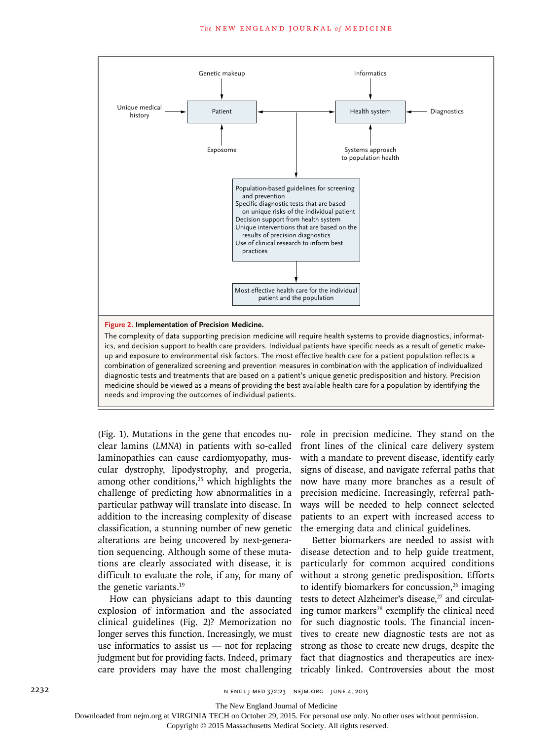**Figure 2. Implementation of Precision Medicine.**

The complexity of data supporting precision medicine will require health systems to provide diagnostics, informatics, and decision support to health care providers. Individual patients have specific needs as a result of genetic makeup and exposure to environmental risk factors. The most effective health care for a patient population reflects a combination of generalized screening and prevention measures in combination with the application of individualized diagnostic tests and treatments that are based on a patient's unique genetic predisposition and history. Precision medicine should be viewed as a means of providing the best available health care for a population by identifying the needs and improving the outcomes of individual patients.

(Fig. 1). Mutations in the gene that encodes nuclear lamins (*LMNA*) in patients with so-called laminopathies can cause cardiomyopathy, muscular dystrophy, lipodystrophy, and progeria, among other conditions,[25] which highlights the challenge of predicting how abnormalities in a particular pathway will translate into disease. In addition to the increasing complexity of disease classification, a stunning number of new genetic alterations are being uncovered by next-generation sequencing. Although some of these mutations are clearly associated with disease, it is difficult to evaluate the role, if any, for many of the genetic variants.[19]

How can physicians adapt to this daunting explosion of information and the associated clinical guidelines (Fig. 2)? Memorization no longer serves this function. Increasingly, we must use informatics to assist us — not for replacing judgment but for providing facts. Indeed, primary care providers may have the most challenging role in precision medicine. They stand on the front lines of the clinical care delivery system with a mandate to prevent disease, identify early signs of disease, and navigate referral paths that now have many more branches as a result of precision medicine. Increasingly, referral pathways will be needed to help connect selected patients to an expert with increased access to the emerging data and clinical guidelines.

Better biomarkers are needed to assist with disease detection and to help guide treatment, particularly for common acquired conditions without a strong genetic predisposition. Efforts to identify biomarkers for concussion,[26] imaging tests to detect Alzheimer's disease,[27] and circulating tumor markers[28] exemplify the clinical need for such diagnostic tools. The financial incentives to create new diagnostic tests are not as strong as those to create new drugs, despite the fact that diagnostics and therapeutics are inextricably linked. Controversies about the most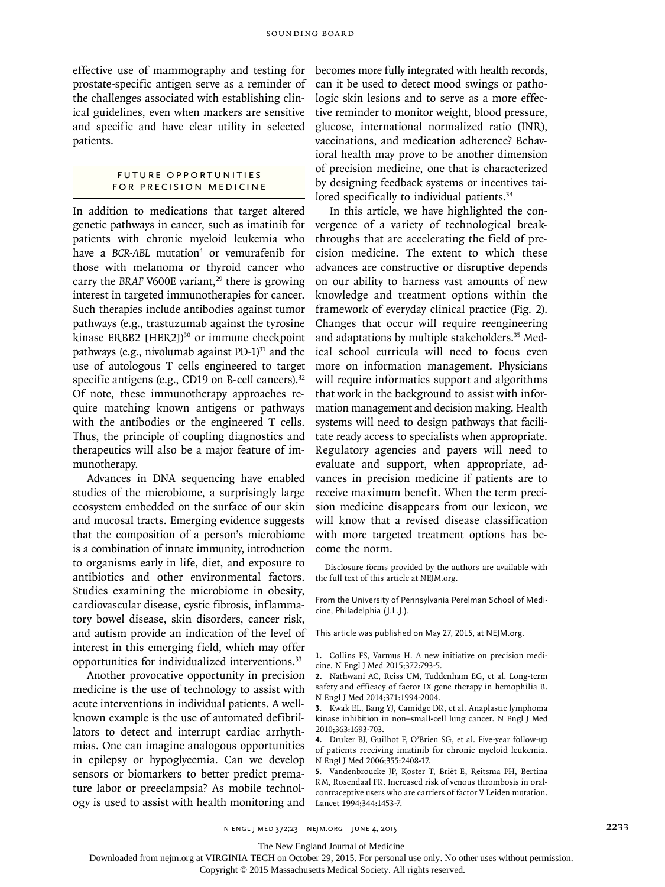effective use of mammography and testing for prostate-specific antigen serve as a reminder of the challenges associated with establishing clinical guidelines, even when markers are sensitive and specific and have clear utility in selected patients.

## FUTURE OPPORTUNITIES FOR PRECISION MEDICINE

In addition to medications that target altered genetic pathways in cancer, such as imatinib for patients with chronic myeloid leukemia who have a *BCR-ABL* mutation[4] or vemurafenib for those with melanoma or thyroid cancer who carry the *BRAF* V600E variant,[29] there is growing interest in targeted immunotherapies for cancer. Such therapies include antibodies against tumor pathways (e.g., trastuzumab against the tyrosine kinase ERBB2 [HER2])[30] or immune checkpoint pathways (e.g., nivolumab against PD-1)[31] and the use of autologous T cells engineered to target specific antigens (e.g., CD19 on B-cell cancers).[32] Of note, these immunotherapy approaches require matching known antigens or pathways with the antibodies or the engineered T cells. Thus, the principle of coupling diagnostics and therapeutics will also be a major feature of immunotherapy.

Advances in DNA sequencing have enabled studies of the microbiome, a surprisingly large ecosystem embedded on the surface of our skin and mucosal tracts. Emerging evidence suggests that the composition of a person's microbiome is a combination of innate immunity, introduction to organisms early in life, diet, and exposure to antibiotics and other environmental factors. Studies examining the microbiome in obesity, cardiovascular disease, cystic fibrosis, inflammatory bowel disease, skin disorders, cancer risk, and autism provide an indication of the level of interest in this emerging field, which may offer opportunities for individualized interventions.[33]

Another provocative opportunity in precision medicine is the use of technology to assist with acute interventions in individual patients. A well-known example is the use of automated defibrillators to detect and interrupt cardiac arrhythmias. One can imagine analogous opportunities in epilepsy or hypoglycemia. Can we develop sensors or biomarkers to better predict premature labor or preeclampsia? As mobile technology is used to assist with health monitoring and becomes more fully integrated with health records, can it be used to detect mood swings or pathologic skin lesions and to serve as a more effective reminder to monitor weight, blood pressure, glucose, international normalized ratio (INR), vaccinations, and medication adherence? Behavioral health may prove to be another dimension of precision medicine, one that is characterized by designing feedback systems or incentives tailored specifically to individual patients.[34]

In this article, we have highlighted the convergence of a variety of technological breakthroughs that are accelerating the field of precision medicine. The extent to which these advances are constructive or disruptive depends on our ability to harness vast amounts of new knowledge and treatment options within the framework of everyday clinical practice (Fig. 2). Changes that occur will require reengineering and adaptations by multiple stakeholders.[35] Medical school curricula will need to focus even more on information management. Physicians will require informatics support and algorithms that work in the background to assist with information management and decision making. Health systems will need to design pathways that facilitate ready access to specialists when appropriate. Regulatory agencies and payers will need to evaluate and support, when appropriate, advances in precision medicine if patients are to receive maximum benefit. When the term precision medicine disappears from our lexicon, we will know that a revised disease classification with more targeted treatment options has become the norm.

Disclosure forms provided by the authors are available with the full text of this article at NEJM.org.

From the University of Pennsylvania Perelman School of Medicine, Philadelphia (J.L.J.).

This article was published on May 27, 2015, at NEJM.org.

1. Collins FS, Varmus H. A new initiative on precision medicine. N Engl J Med 2015;372:793-5.
2. Nathwani AC, Reiss UM, Tuddenham EG, et al. Long-term safety and efficacy of factor IX gene therapy in hemophilia B. N Engl J Med 2014;371:1994-2004.
3. Kwak EL, Bang YJ, Camidge DR, et al. Anaplastic lymphoma kinase inhibition in non–small-cell lung cancer. N Engl J Med 2010;363:1693-703.
4. Druker BJ, Guilhot F, O'Brien SG, et al. Five-year follow-up of patients receiving imatinib for chronic myeloid leukemia. N Engl J Med 2006;355:2408-17.
5. Vandenbroucke JP, Koster T, Briët E, Reitsma PH, Bertina RM, Rosendaal FR. Increased risk of venous thrombosis in oral-contraceptive users who are carriers of factor V Leiden mutation. Lancet 1994;344:1453-7.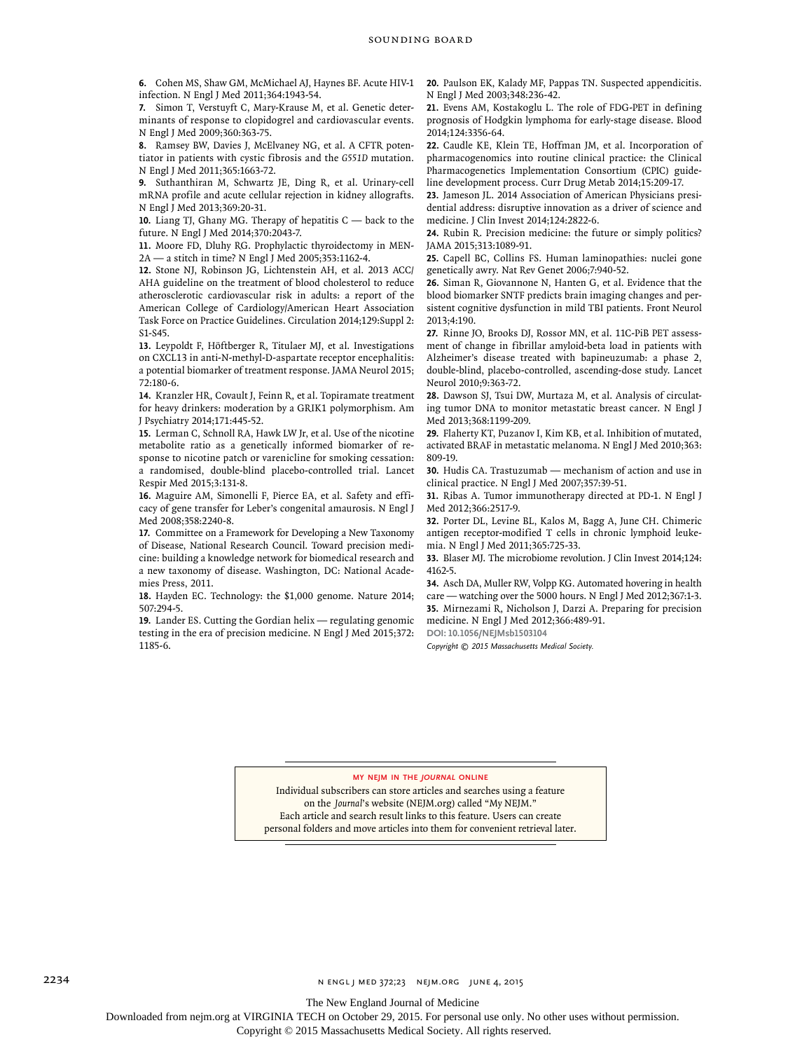6. Cohen MS, Shaw GM, McMichael AJ, Haynes BF. Acute HIV-1 infection. N Engl J Med 2011;364:1943-54.

7. Simon T, Verstuyft C, Mary-Krause M, et al. Genetic determinants of response to clopidogrel and cardiovascular events. N Engl J Med 2009;360:363-75.

8. Ramsey BW, Davies J, McElvaney NG, et al. A CFTR potentiator in patients with cystic fibrosis and the *G551D* mutation. N Engl J Med 2011;365:1663-72.

9. Suthanthiran M, Schwartz JE, Ding R, et al. Urinary-cell mRNA profile and acute cellular rejection in kidney allografts. N Engl J Med 2013;369:20-31.

10. Liang TJ, Ghany MG. Therapy of hepatitis C — back to the future. N Engl J Med 2014;370:2043-7.

11. Moore FD, Dluhy RG. Prophylactic thyroidectomy in MEN-2A — a stitch in time? N Engl J Med 2005;353:1162-4.

12. Stone NJ, Robinson JG, Lichtenstein AH, et al. 2013 ACC/AHA guideline on the treatment of blood cholesterol to reduce atherosclerotic cardiovascular risk in adults: a report of the American College of Cardiology/American Heart Association Task Force on Practice Guidelines. Circulation 2014;129:Suppl 2:S1-S45.

13. Leypoldt F, Höftberger R, Titulaer MJ, et al. Investigations on CXCL13 in anti-N-methyl-D-aspartate receptor encephalitis: a potential biomarker of treatment response. JAMA Neurol 2015;72:180-6.

14. Kranzler HR, Covault J, Feinn R, et al. Topiramate treatment for heavy drinkers: moderation by a GRIK1 polymorphism. Am J Psychiatry 2014;171:445-52.

15. Lerman C, Schnoll RA, Hawk LW Jr, et al. Use of the nicotine metabolite ratio as a genetically informed biomarker of response to nicotine patch or varenicline for smoking cessation: a randomised, double-blind placebo-controlled trial. Lancet Respir Med 2015;3:131-8.

16. Maguire AM, Simonelli F, Pierce EA, et al. Safety and efficacy of gene transfer for Leber's congenital amaurosis. N Engl J Med 2008;358:2240-8.

17. Committee on a Framework for Developing a New Taxonomy of Disease, National Research Council. Toward precision medicine: building a knowledge network for biomedical research and a new taxonomy of disease. Washington, DC: National Academies Press, 2011.

18. Hayden EC. Technology: the $1,000 genome. Nature 2014;507:294-5.

19. Lander ES. Cutting the Gordian helix — regulating genomic testing in the era of precision medicine. N Engl J Med 2015;372:1185-6.

20. Paulson EK, Kalady MF, Pappas TN. Suspected appendicitis. N Engl J Med 2003;348:236-42.

21. Evens AM, Kostakoglu L. The role of FDG-PET in defining prognosis of Hodgkin lymphoma for early-stage disease. Blood 2014;124:3356-64.

22. Caudle KE, Klein TE, Hoffman JM, et al. Incorporation of pharmacogenomics into routine clinical practice: the Clinical Pharmacogenetics Implementation Consortium (CPIC) guideline development process. Curr Drug Metab 2014;15:209-17.

23. Jameson JL. 2014 Association of American Physicians presidential address: disruptive innovation as a driver of science and medicine. J Clin Invest 2014;124:2822-6.

24. Rubin R. Precision medicine: the future or simply politics? JAMA 2015;313:1089-91.

25. Capell BC, Collins FS. Human laminopathies: nuclei gone genetically awry. Nat Rev Genet 2006;7:940-52.

26. Siman R, Giovannone N, Hanten G, et al. Evidence that the blood biomarker SNTF predicts brain imaging changes and persistent cognitive dysfunction in mild TBI patients. Front Neurol 2013;4:190.

27. Rinne JO, Brooks DJ, Rossor MN, et al. 11C-PiB PET assessment of change in fibrillar amyloid-beta load in patients with Alzheimer's disease treated with bapineuzumab: a phase 2, double-blind, placebo-controlled, ascending-dose study. Lancet Neurol 2010;9:363-72.

28. Dawson SJ, Tsui DW, Murtaza M, et al. Analysis of circulating tumor DNA to monitor metastatic breast cancer. N Engl J Med 2013;368:1199-209.

29. Flaherty KT, Puzanov I, Kim KB, et al. Inhibition of mutated, activated BRAF in metastatic melanoma. N Engl J Med 2010;363:809-19.

30. Hudis CA. Trastuzumab — mechanism of action and use in clinical practice. N Engl J Med 2007;357:39-51.

31. Ribas A. Tumor immunotherapy directed at PD-1. N Engl J Med 2012;366:2517-9.

32. Porter DL, Levine BL, Kalos M, Bagg A, June CH. Chimeric antigen receptor-modified T cells in chronic lymphoid leukemia. N Engl J Med 2011;365:725-33.

33. Blaser MJ. The microbiome revolution. J Clin Invest 2014;124:4162-5.

34. Asch DA, Muller RW, Volpp KG. Automated hovering in health care — watching over the 5000 hours. N Engl J Med 2012;367:1-3.

35. Mirnezami R, Nicholson J, Darzi A. Preparing for precision medicine. N Engl J Med 2012;366:489-91.

DOI: 10.1056/NEJMsb1503104

*Copyright © 2015 Massachusetts Medical Society.*

**MY NEJM IN THE *JOURNAL* ONLINE**

Individual subscribers can store articles and searches using a feature on the *Journal*'s website (NEJM.org) called "My NEJM." Each article and search result links to this feature. Users can create personal folders and move articles into them for convenient retrieval later.